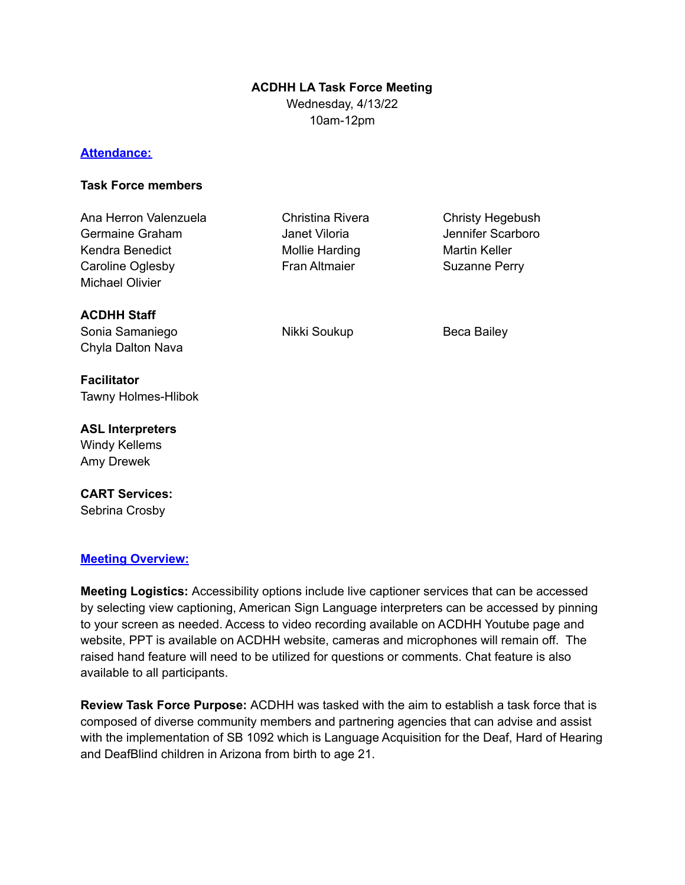**ACDHH LA Task Force Meeting**

Wednesday, 4/13/22

10am-12pm

## [Attendance:]

**Task Force members**

Ana Herron Valenzuela
Christina Rivera
Christy Hegebush
Germaine Graham
Janet Viloria
Jennifer Scarboro
Kendra Benedict
Mollie Harding
Martin Keller
Caroline Oglesby
Fran Altmaier
Suzanne Perry
Michael Olivier

**ACDHH Staff**

Sonia Samaniego
Nikki Soukup
Beca Bailey
Chyla Dalton Nava

**Facilitator**

Tawny Holmes-Hlibok

**ASL Interpreters**

Windy Kellems
Amy Drewek

**CART Services:**

Sebrina Crosby

## [Meeting Overview:]

**Meeting Logistics:** Accessibility options include live captioner services that can be accessed by selecting view captioning, American Sign Language interpreters can be accessed by pinning to your screen as needed. Access to video recording available on ACDHH Youtube page and website, PPT is available on ACDHH website, cameras and microphones will remain off. The raised hand feature will need to be utilized for questions or comments. Chat feature is also available to all participants.

**Review Task Force Purpose:** ACDHH was tasked with the aim to establish a task force that is composed of diverse community members and partnering agencies that can advise and assist with the implementation of SB 1092 which is Language Acquisition for the Deaf, Hard of Hearing and DeafBlind children in Arizona from birth to age 21.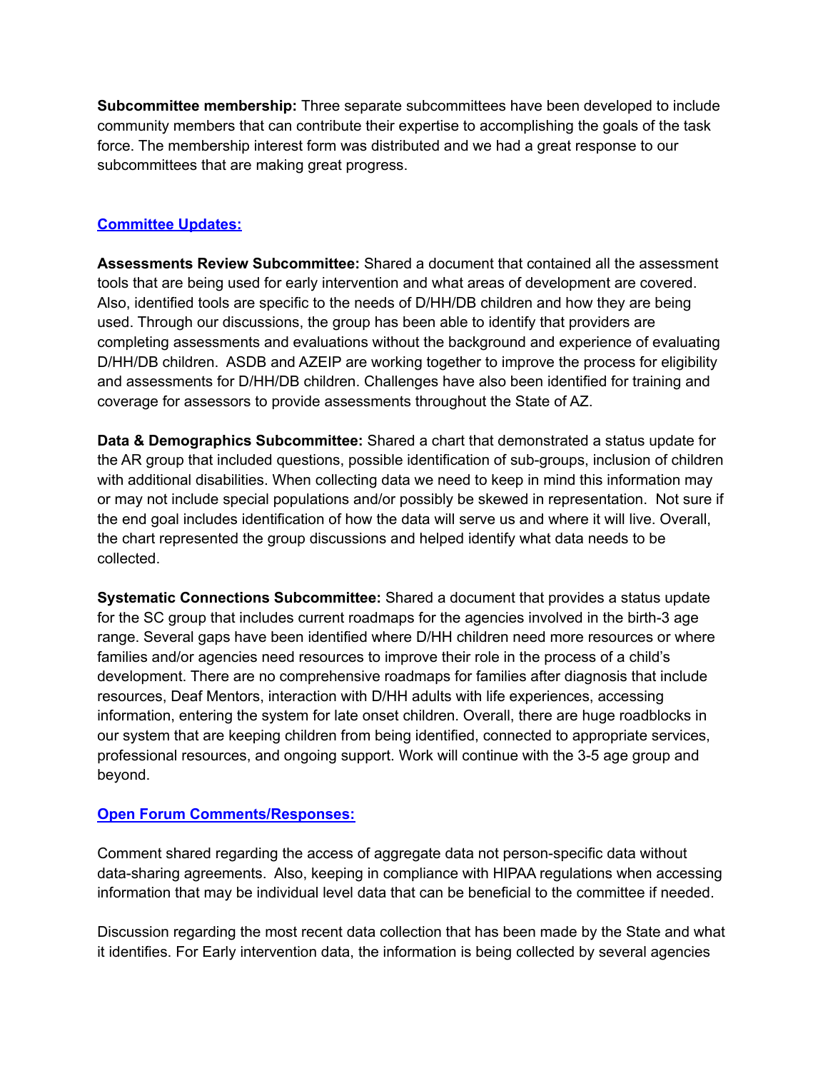**Subcommittee membership:** Three separate subcommittees have been developed to include community members that can contribute their expertise to accomplishing the goals of the task force. The membership interest form was distributed and we had a great response to our subcommittees that are making great progress.

## Committee Updates:

**Assessments Review Subcommittee:** Shared a document that contained all the assessment tools that are being used for early intervention and what areas of development are covered. Also, identified tools are specific to the needs of D/HH/DB children and how they are being used. Through our discussions, the group has been able to identify that providers are completing assessments and evaluations without the background and experience of evaluating D/HH/DB children. ASDB and AZEIP are working together to improve the process for eligibility and assessments for D/HH/DB children. Challenges have also been identified for training and coverage for assessors to provide assessments throughout the State of AZ.

**Data & Demographics Subcommittee:** Shared a chart that demonstrated a status update for the AR group that included questions, possible identification of sub-groups, inclusion of children with additional disabilities. When collecting data we need to keep in mind this information may or may not include special populations and/or possibly be skewed in representation. Not sure if the end goal includes identification of how the data will serve us and where it will live. Overall, the chart represented the group discussions and helped identify what data needs to be collected.

**Systematic Connections Subcommittee:** Shared a document that provides a status update for the SC group that includes current roadmaps for the agencies involved in the birth-3 age range. Several gaps have been identified where D/HH children need more resources or where families and/or agencies need resources to improve their role in the process of a child's development. There are no comprehensive roadmaps for families after diagnosis that include resources, Deaf Mentors, interaction with D/HH adults with life experiences, accessing information, entering the system for late onset children. Overall, there are huge roadblocks in our system that are keeping children from being identified, connected to appropriate services, professional resources, and ongoing support. Work will continue with the 3-5 age group and beyond.

## Open Forum Comments/Responses:

Comment shared regarding the access of aggregate data not person-specific data without data-sharing agreements. Also, keeping in compliance with HIPAA regulations when accessing information that may be individual level data that can be beneficial to the committee if needed.

Discussion regarding the most recent data collection that has been made by the State and what it identifies. For Early intervention data, the information is being collected by several agencies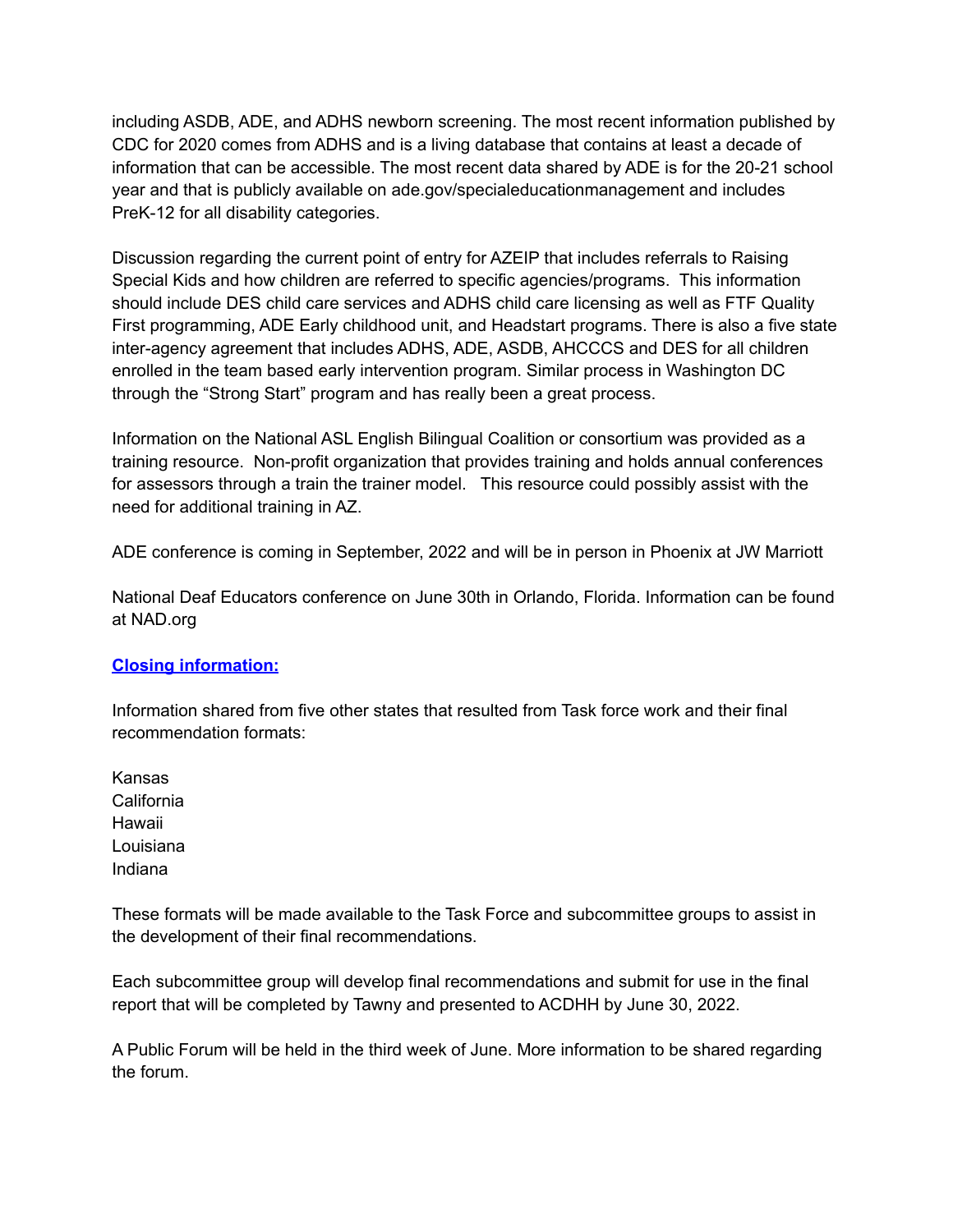including ASDB, ADE, and ADHS newborn screening. The most recent information published by CDC for 2020 comes from ADHS and is a living database that contains at least a decade of information that can be accessible. The most recent data shared by ADE is for the 20-21 school year and that is publicly available on ade.gov/specialeducationmanagement and includes PreK-12 for all disability categories.

Discussion regarding the current point of entry for AZEIP that includes referrals to Raising Special Kids and how children are referred to specific agencies/programs. This information should include DES child care services and ADHS child care licensing as well as FTF Quality First programming, ADE Early childhood unit, and Headstart programs. There is also a five state inter-agency agreement that includes ADHS, ADE, ASDB, AHCCCS and DES for all children enrolled in the team based early intervention program. Similar process in Washington DC through the "Strong Start" program and has really been a great process.

Information on the National ASL English Bilingual Coalition or consortium was provided as a training resource. Non-profit organization that provides training and holds annual conferences for assessors through a train the trainer model. This resource could possibly assist with the need for additional training in AZ.

ADE conference is coming in September, 2022 and will be in person in Phoenix at JW Marriott

National Deaf Educators conference on June 30th in Orlando, Florida. Information can be found at NAD.org

**Closing information:**

Information shared from five other states that resulted from Task force work and their final recommendation formats:

Kansas
California
Hawaii
Louisiana
Indiana

These formats will be made available to the Task Force and subcommittee groups to assist in the development of their final recommendations.

Each subcommittee group will develop final recommendations and submit for use in the final report that will be completed by Tawny and presented to ACDHH by June 30, 2022.

A Public Forum will be held in the third week of June. More information to be shared regarding the forum.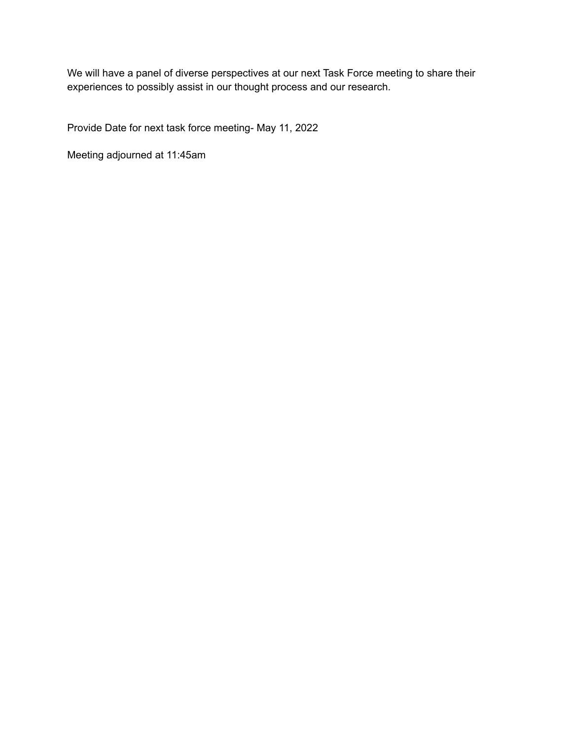We will have a panel of diverse perspectives at our next Task Force meeting to share their experiences to possibly assist in our thought process and our research.

Provide Date for next task force meeting- May 11, 2022

Meeting adjourned at 11:45am